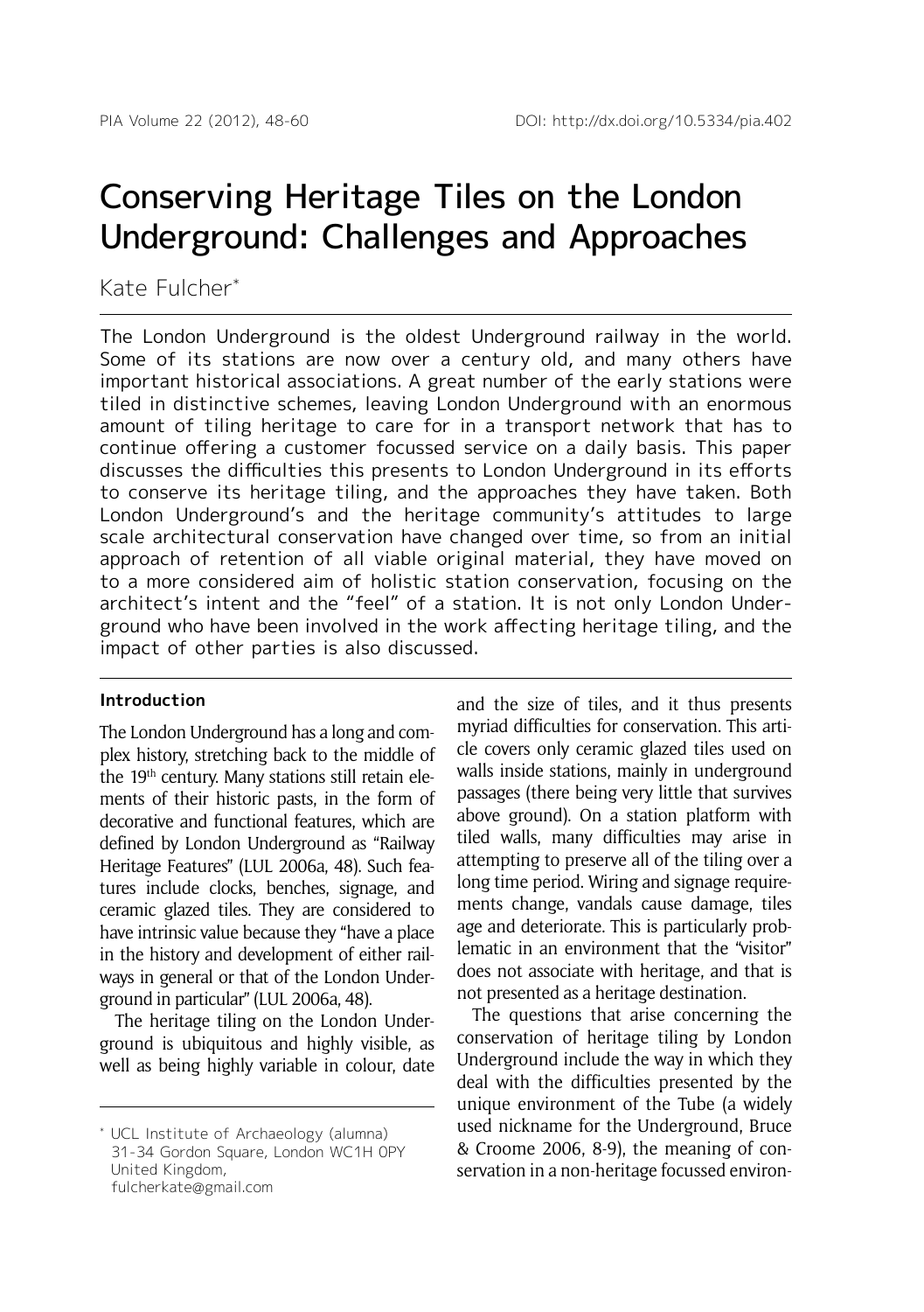# Conserving Heritage Tiles on the London Underground: Challenges and Approaches

Kate Fulcher*

The London Underground is the oldest Underground railway in the world. Some of its stations are now over a century old, and many others have important historical associations. A great number of the early stations were tiled in distinctive schemes, leaving London Underground with an enormous amount of tiling heritage to care for in a transport network that has to continue offering a customer focussed service on a daily basis. This paper discusses the difficulties this presents to London Underground in its efforts to conserve its heritage tiling, and the approaches they have taken. Both London Underground's and the heritage community's attitudes to large scale architectural conservation have changed over time, so from an initial approach of retention of all viable original material, they have moved on to a more considered aim of holistic station conservation, focusing on the architect's intent and the "feel" of a station. It is not only London Underground who have been involved in the work affecting heritage tiling, and the impact of other parties is also discussed.

## Introduction

The London Underground has a long and complex history, stretching back to the middle of the 19th century. Many stations still retain elements of their historic pasts, in the form of decorative and functional features, which are defined by London Underground as "Railway Heritage Features" (LUL 2006a, 48). Such features include clocks, benches, signage, and ceramic glazed tiles. They are considered to have intrinsic value because they "have a place in the history and development of either railways in general or that of the London Underground in particular" (LUL 2006a, 48).

The heritage tiling on the London Underground is ubiquitous and highly visible, as well as being highly variable in colour, date and the size of tiles, and it thus presents myriad difficulties for conservation. This article covers only ceramic glazed tiles used on walls inside stations, mainly in underground passages (there being very little that survives above ground). On a station platform with tiled walls, many difficulties may arise in attempting to preserve all of the tiling over a long time period. Wiring and signage requirements change, vandals cause damage, tiles age and deteriorate. This is particularly problematic in an environment that the "visitor" does not associate with heritage, and that is not presented as a heritage destination.

The questions that arise concerning the conservation of heritage tiling by London Underground include the way in which they deal with the difficulties presented by the unique environment of the Tube (a widely used nickname for the Underground, Bruce & Croome 2006, 8-9), the meaning of conservation in a non-heritage focussed environ-

* UCL Institute of Archaeology (alumna)
31-34 Gordon Square, London WC1H 0PY
United Kingdom,
fulcherkate@gmail.com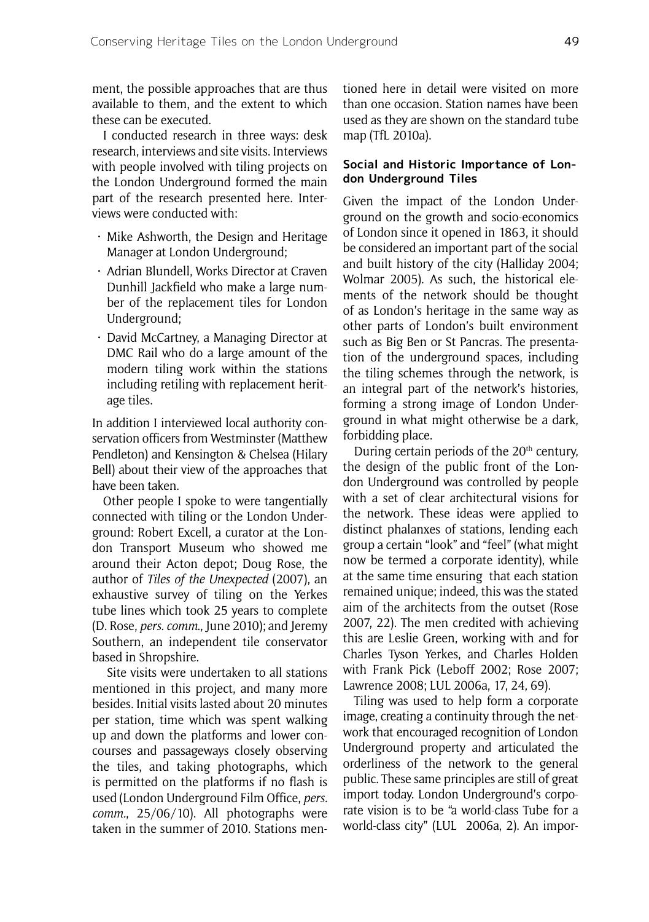ment, the possible approaches that are thus available to them, and the extent to which these can be executed.

I conducted research in three ways: desk research, interviews and site visits. Interviews with people involved with tiling projects on the London Underground formed the main part of the research presented here. Interviews were conducted with:

- Mike Ashworth, the Design and Heritage Manager at London Underground;
- Adrian Blundell, Works Director at Craven Dunhill Jackfield who make a large number of the replacement tiles for London Underground;
- David McCartney, a Managing Director at DMC Rail who do a large amount of the modern tiling work within the stations including retiling with replacement heritage tiles.

In addition I interviewed local authority conservation officers from Westminster (Matthew Pendleton) and Kensington & Chelsea (Hilary Bell) about their view of the approaches that have been taken.

Other people I spoke to were tangentially connected with tiling or the London Underground: Robert Excell, a curator at the London Transport Museum who showed me around their Acton depot; Doug Rose, the author of *Tiles of the Unexpected* (2007), an exhaustive survey of tiling on the Yerkes tube lines which took 25 years to complete (D. Rose, *pers. comm.*, June 2010); and Jeremy Southern, an independent tile conservator based in Shropshire.

Site visits were undertaken to all stations mentioned in this project, and many more besides. Initial visits lasted about 20 minutes per station, time which was spent walking up and down the platforms and lower concourses and passageways closely observing the tiles, and taking photographs, which is permitted on the platforms if no flash is used (London Underground Film Office, *pers. comm.*, 25/06/10). All photographs were taken in the summer of 2010. Stations mentioned here in detail were visited on more than one occasion. Station names have been used as they are shown on the standard tube map (TfL 2010a).

### Social and Historic Importance of London Underground Tiles

Given the impact of the London Underground on the growth and socio-economics of London since it opened in 1863, it should be considered an important part of the social and built history of the city (Halliday 2004; Wolmar 2005). As such, the historical elements of the network should be thought of as London's heritage in the same way as other parts of London's built environment such as Big Ben or St Pancras. The presentation of the underground spaces, including the tiling schemes through the network, is an integral part of the network's histories, forming a strong image of London Underground in what might otherwise be a dark, forbidding place.

During certain periods of the 20th century, the design of the public front of the London Underground was controlled by people with a set of clear architectural visions for the network. These ideas were applied to distinct phalanxes of stations, lending each group a certain "look" and "feel" (what might now be termed a corporate identity), while at the same time ensuring that each station remained unique; indeed, this was the stated aim of the architects from the outset (Rose 2007, 22). The men credited with achieving this are Leslie Green, working with and for Charles Tyson Yerkes, and Charles Holden with Frank Pick (Leboff 2002; Rose 2007; Lawrence 2008; LUL 2006a, 17, 24, 69).

Tiling was used to help form a corporate image, creating a continuity through the network that encouraged recognition of London Underground property and articulated the orderliness of the network to the general public. These same principles are still of great import today. London Underground's corporate vision is to be "a world-class Tube for a world-class city" (LUL 2006a, 2). An impor-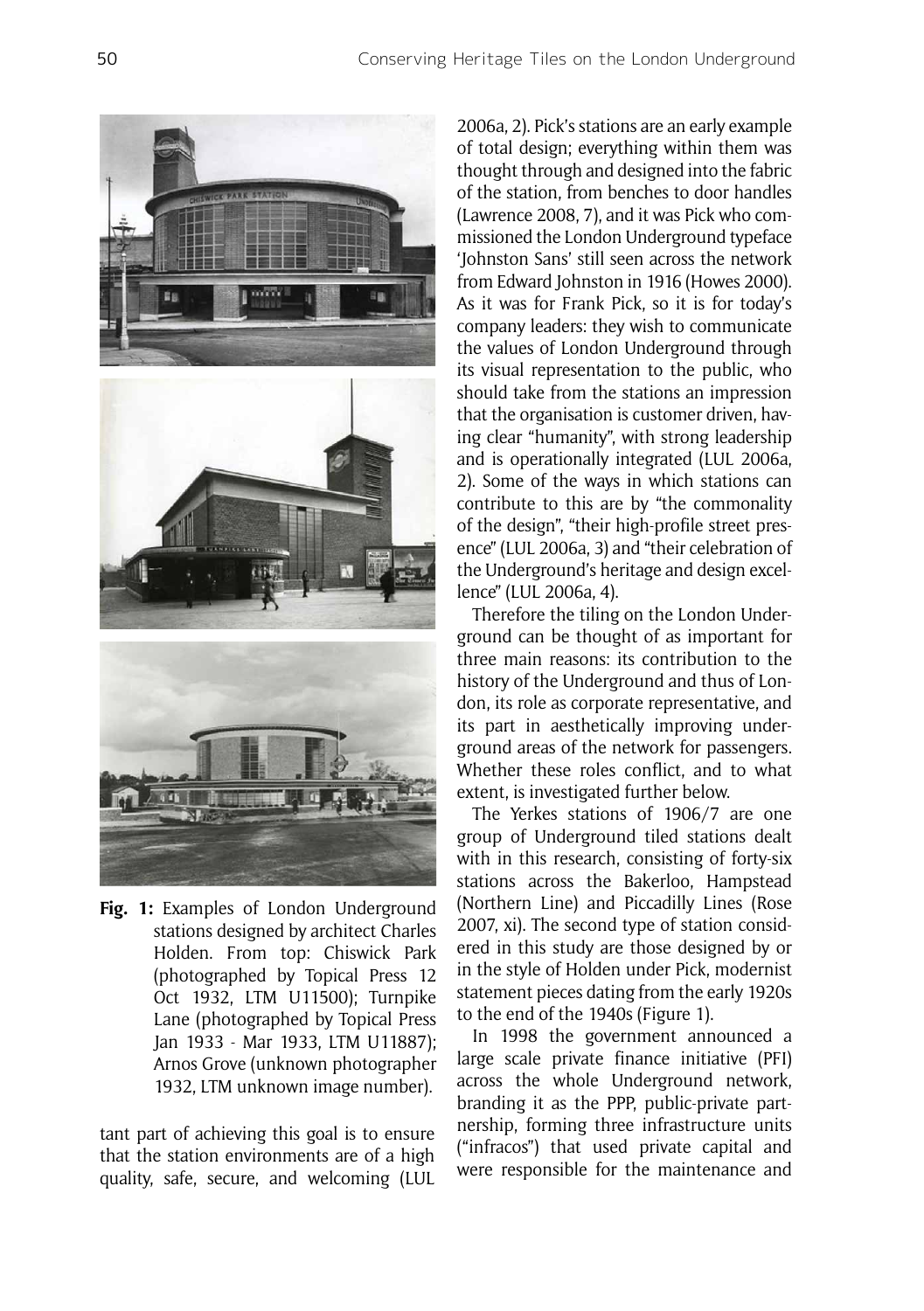**Fig. 1:** Examples of London Underground stations designed by architect Charles Holden. From top: Chiswick Park (photographed by Topical Press 12 Oct 1932, LTM U11500); Turnpike Lane (photographed by Topical Press Jan 1933 - Mar 1933, LTM U11887); Arnos Grove (unknown photographer 1932, LTM unknown image number).

tant part of achieving this goal is to ensure that the station environments are of a high quality, safe, secure, and welcoming (LUL 2006a, 2). Pick's stations are an early example of total design; everything within them was thought through and designed into the fabric of the station, from benches to door handles (Lawrence 2008, 7), and it was Pick who commissioned the London Underground typeface 'Johnston Sans' still seen across the network from Edward Johnston in 1916 (Howes 2000). As it was for Frank Pick, so it is for today's company leaders: they wish to communicate the values of London Underground through its visual representation to the public, who should take from the stations an impression that the organisation is customer driven, having clear "humanity", with strong leadership and is operationally integrated (LUL 2006a, 2). Some of the ways in which stations can contribute to this are by "the commonality of the design", "their high-profile street presence" (LUL 2006a, 3) and "their celebration of the Underground's heritage and design excellence" (LUL 2006a, 4).

Therefore the tiling on the London Underground can be thought of as important for three main reasons: its contribution to the history of the Underground and thus of London, its role as corporate representative, and its part in aesthetically improving underground areas of the network for passengers. Whether these roles conflict, and to what extent, is investigated further below.

The Yerkes stations of 1906/7 are one group of Underground tiled stations dealt with in this research, consisting of forty-six stations across the Bakerloo, Hampstead (Northern Line) and Piccadilly Lines (Rose 2007, xi). The second type of station considered in this study are those designed by or in the style of Holden under Pick, modernist statement pieces dating from the early 1920s to the end of the 1940s (Figure 1).

In 1998 the government announced a large scale private finance initiative (PFI) across the whole Underground network, branding it as the PPP, public-private partnership, forming three infrastructure units ("infracos") that used private capital and were responsible for the maintenance and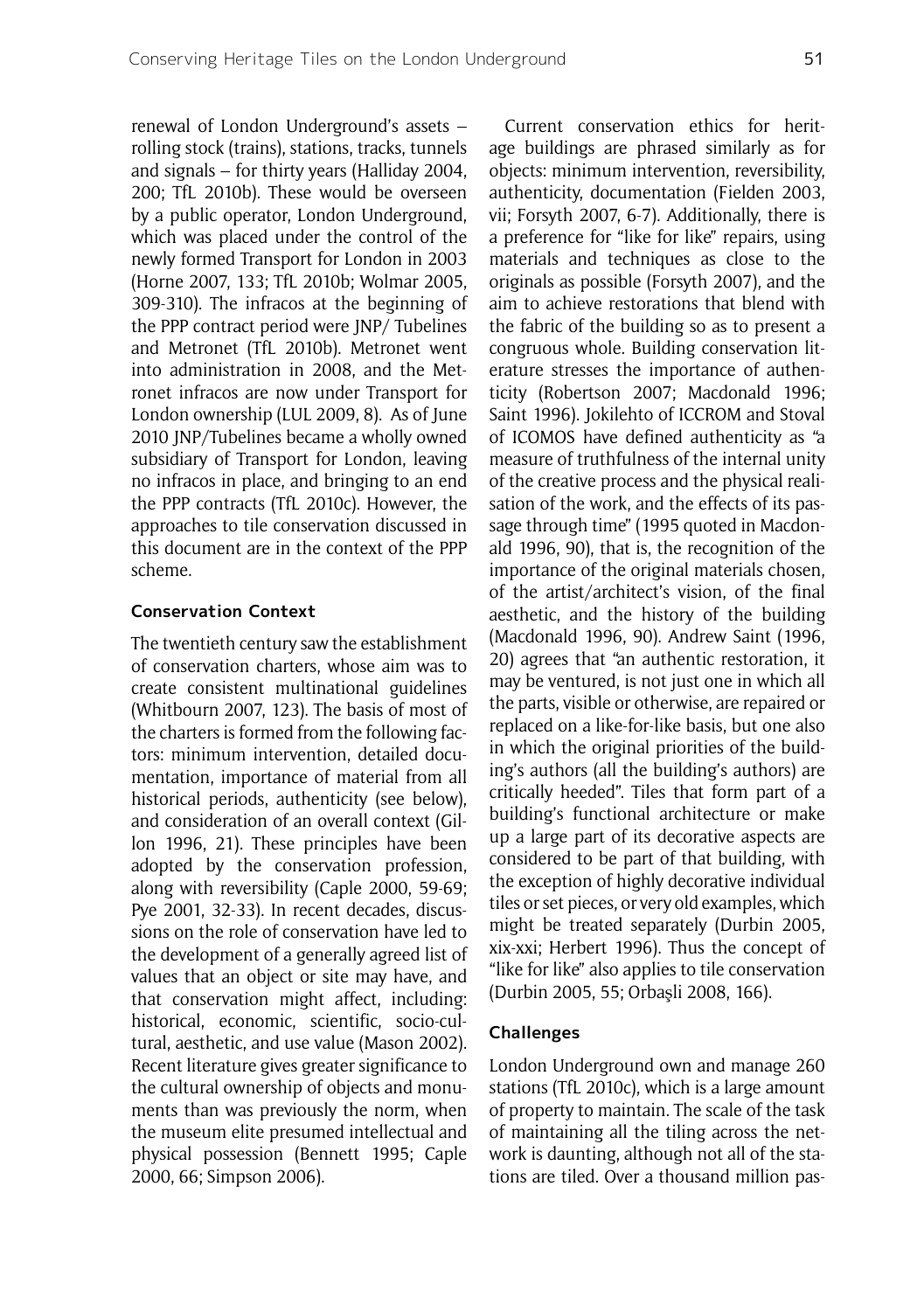renewal of London Underground's assets – rolling stock (trains), stations, tracks, tunnels and signals – for thirty years (Halliday 2004, 200; TfL 2010b). These would be overseen by a public operator, London Underground, which was placed under the control of the newly formed Transport for London in 2003 (Horne 2007, 133; TfL 2010b; Wolmar 2005, 309-310). The infracos at the beginning of the PPP contract period were JNP/ Tubelines and Metronet (TfL 2010b). Metronet went into administration in 2008, and the Metronet infracos are now under Transport for London ownership (LUL 2009, 8). As of June 2010 JNP/Tubelines became a wholly owned subsidiary of Transport for London, leaving no infracos in place, and bringing to an end the PPP contracts (TfL 2010c). However, the approaches to tile conservation discussed in this document are in the context of the PPP scheme.

## Conservation Context

The twentieth century saw the establishment of conservation charters, whose aim was to create consistent multinational guidelines (Whitbourn 2007, 123). The basis of most of the charters is formed from the following factors: minimum intervention, detailed documentation, importance of material from all historical periods, authenticity (see below), and consideration of an overall context (Gillon 1996, 21). These principles have been adopted by the conservation profession, along with reversibility (Caple 2000, 59-69; Pye 2001, 32-33). In recent decades, discussions on the role of conservation have led to the development of a generally agreed list of values that an object or site may have, and that conservation might affect, including: historical, economic, scientific, socio-cultural, aesthetic, and use value (Mason 2002). Recent literature gives greater significance to the cultural ownership of objects and monuments than was previously the norm, when the museum elite presumed intellectual and physical possession (Bennett 1995; Caple 2000, 66; Simpson 2006).

Current conservation ethics for heritage buildings are phrased similarly as for objects: minimum intervention, reversibility, authenticity, documentation (Fielden 2003, vii; Forsyth 2007, 6-7). Additionally, there is a preference for "like for like" repairs, using materials and techniques as close to the originals as possible (Forsyth 2007), and the aim to achieve restorations that blend with the fabric of the building so as to present a congruous whole. Building conservation literature stresses the importance of authenticity (Robertson 2007; Macdonald 1996; Saint 1996). Jokilehto of ICCROM and Stoval of ICOMOS have defined authenticity as "a measure of truthfulness of the internal unity of the creative process and the physical realisation of the work, and the effects of its passage through time" (1995 quoted in Macdonald 1996, 90), that is, the recognition of the importance of the original materials chosen, of the artist/architect's vision, of the final aesthetic, and the history of the building (Macdonald 1996, 90). Andrew Saint (1996, 20) agrees that "an authentic restoration, it may be ventured, is not just one in which all the parts, visible or otherwise, are repaired or replaced on a like-for-like basis, but one also in which the original priorities of the building's authors (all the building's authors) are critically heeded". Tiles that form part of a building's functional architecture or make up a large part of its decorative aspects are considered to be part of that building, with the exception of highly decorative individual tiles or set pieces, or very old examples, which might be treated separately (Durbin 2005, xix-xxi; Herbert 1996). Thus the concept of "like for like" also applies to tile conservation (Durbin 2005, 55; Orbaşli 2008, 166).

## Challenges

London Underground own and manage 260 stations (TfL 2010c), which is a large amount of property to maintain. The scale of the task of maintaining all the tiling across the network is daunting, although not all of the stations are tiled. Over a thousand million pas-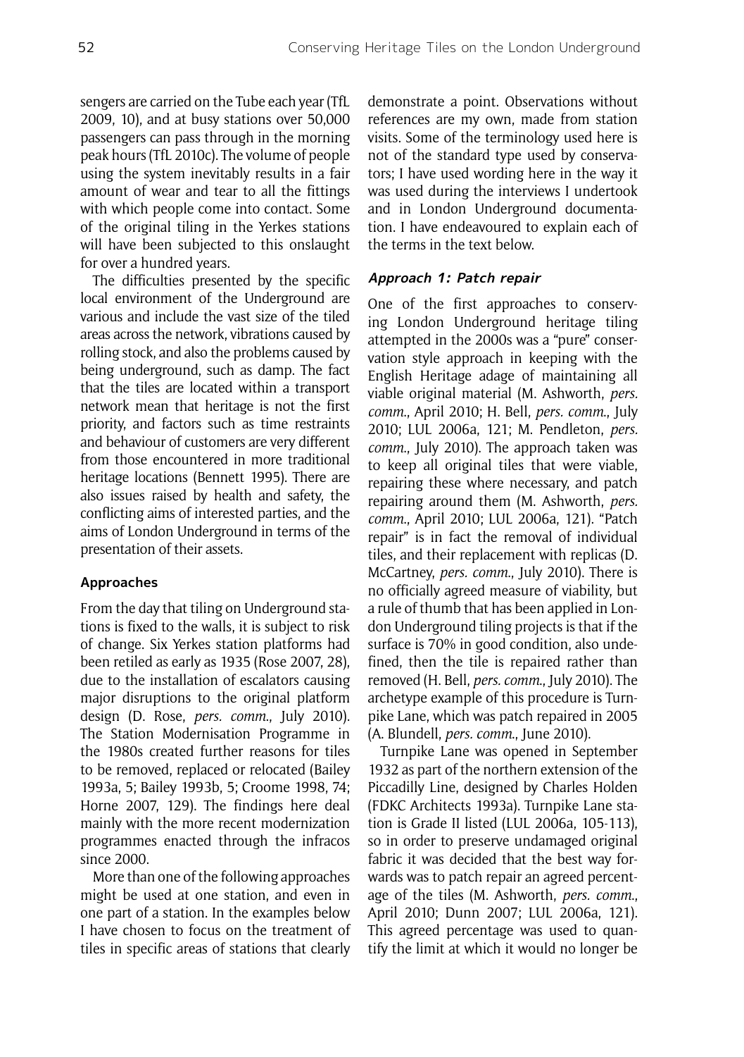sengers are carried on the Tube each year (TfL 2009, 10), and at busy stations over 50,000 passengers can pass through in the morning peak hours (TfL 2010c). The volume of people using the system inevitably results in a fair amount of wear and tear to all the fittings with which people come into contact. Some of the original tiling in the Yerkes stations will have been subjected to this onslaught for over a hundred years.

The difficulties presented by the specific local environment of the Underground are various and include the vast size of the tiled areas across the network, vibrations caused by rolling stock, and also the problems caused by being underground, such as damp. The fact that the tiles are located within a transport network mean that heritage is not the first priority, and factors such as time restraints and behaviour of customers are very different from those encountered in more traditional heritage locations (Bennett 1995). There are also issues raised by health and safety, the conflicting aims of interested parties, and the aims of London Underground in terms of the presentation of their assets.

## Approaches

From the day that tiling on Underground stations is fixed to the walls, it is subject to risk of change. Six Yerkes station platforms had been retiled as early as 1935 (Rose 2007, 28), due to the installation of escalators causing major disruptions to the original platform design (D. Rose, *pers. comm.*, July 2010). The Station Modernisation Programme in the 1980s created further reasons for tiles to be removed, replaced or relocated (Bailey 1993a, 5; Bailey 1993b, 5; Croome 1998, 74; Horne 2007, 129). The findings here deal mainly with the more recent modernization programmes enacted through the infracos since 2000.

More than one of the following approaches might be used at one station, and even in one part of a station. In the examples below I have chosen to focus on the treatment of tiles in specific areas of stations that clearly demonstrate a point. Observations without references are my own, made from station visits. Some of the terminology used here is not of the standard type used by conservators; I have used wording here in the way it was used during the interviews I undertook and in London Underground documentation. I have endeavoured to explain each of the terms in the text below.

### *Approach 1: Patch repair*

One of the first approaches to conserving London Underground heritage tiling attempted in the 2000s was a "pure" conservation style approach in keeping with the English Heritage adage of maintaining all viable original material (M. Ashworth, *pers. comm.*, April 2010; H. Bell, *pers. comm.*, July 2010; LUL 2006a, 121; M. Pendleton, *pers. comm.*, July 2010). The approach taken was to keep all original tiles that were viable, repairing these where necessary, and patch repairing around them (M. Ashworth, *pers. comm.*, April 2010; LUL 2006a, 121). "Patch repair" is in fact the removal of individual tiles, and their replacement with replicas (D. McCartney, *pers. comm.*, July 2010). There is no officially agreed measure of viability, but a rule of thumb that has been applied in London Underground tiling projects is that if the surface is 70% in good condition, also undefined, then the tile is repaired rather than removed (H. Bell, *pers. comm.*, July 2010). The archetype example of this procedure is Turnpike Lane, which was patch repaired in 2005 (A. Blundell, *pers. comm.*, June 2010).

Turnpike Lane was opened in September 1932 as part of the northern extension of the Piccadilly Line, designed by Charles Holden (FDKC Architects 1993a). Turnpike Lane station is Grade II listed (LUL 2006a, 105-113), so in order to preserve undamaged original fabric it was decided that the best way forwards was to patch repair an agreed percentage of the tiles (M. Ashworth, *pers. comm.*, April 2010; Dunn 2007; LUL 2006a, 121). This agreed percentage was used to quantify the limit at which it would no longer be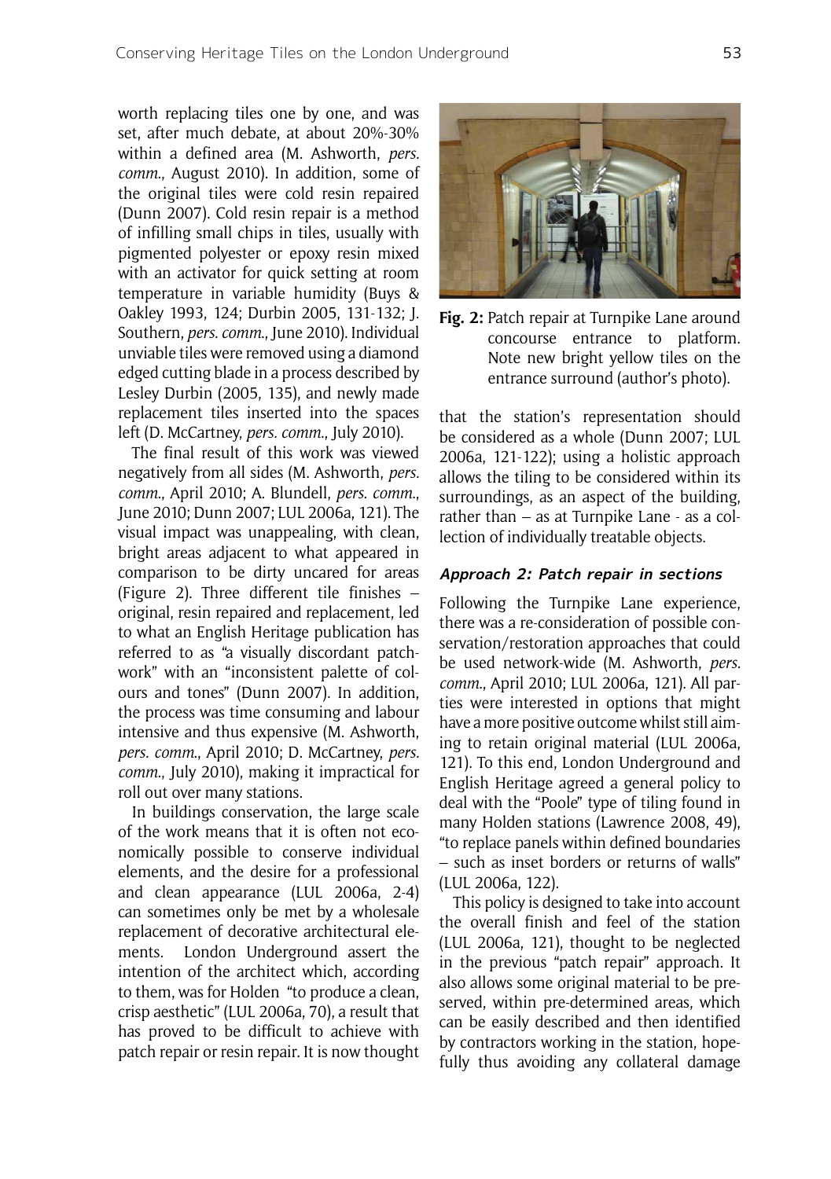worth replacing tiles one by one, and was set, after much debate, at about 20%-30% within a defined area (M. Ashworth, *pers. comm.*, August 2010). In addition, some of the original tiles were cold resin repaired (Dunn 2007). Cold resin repair is a method of infilling small chips in tiles, usually with pigmented polyester or epoxy resin mixed with an activator for quick setting at room temperature in variable humidity (Buys & Oakley 1993, 124; Durbin 2005, 131-132; J. Southern, *pers. comm.*, June 2010). Individual unviable tiles were removed using a diamond edged cutting blade in a process described by Lesley Durbin (2005, 135), and newly made replacement tiles inserted into the spaces left (D. McCartney, *pers. comm.*, July 2010).

The final result of this work was viewed negatively from all sides (M. Ashworth, *pers. comm.*, April 2010; A. Blundell, *pers. comm.*, June 2010; Dunn 2007; LUL 2006a, 121). The visual impact was unappealing, with clean, bright areas adjacent to what appeared in comparison to be dirty uncared for areas (Figure 2). Three different tile finishes – original, resin repaired and replacement, led to what an English Heritage publication has referred to as "a visually discordant patchwork" with an "inconsistent palette of colours and tones" (Dunn 2007). In addition, the process was time consuming and labour intensive and thus expensive (M. Ashworth, *pers. comm.*, April 2010; D. McCartney, *pers. comm.*, July 2010), making it impractical for roll out over many stations.

In buildings conservation, the large scale of the work means that it is often not economically possible to conserve individual elements, and the desire for a professional and clean appearance (LUL 2006a, 2-4) can sometimes only be met by a wholesale replacement of decorative architectural elements. London Underground assert the intention of the architect which, according to them, was for Holden "to produce a clean, crisp aesthetic" (LUL 2006a, 70), a result that has proved to be difficult to achieve with patch repair or resin repair. It is now thought that the station's representation should be considered as a whole (Dunn 2007; LUL 2006a, 121-122); using a holistic approach allows the tiling to be considered within its surroundings, as an aspect of the building, rather than – as at Turnpike Lane - as a collection of individually treatable objects.

**Fig. 2:** Patch repair at Turnpike Lane around concourse entrance to platform. Note new bright yellow tiles on the entrance surround (author's photo).

#### *Approach 2: Patch repair in sections*

Following the Turnpike Lane experience, there was a re-consideration of possible conservation/restoration approaches that could be used network-wide (M. Ashworth, *pers. comm.*, April 2010; LUL 2006a, 121). All parties were interested in options that might have a more positive outcome whilst still aiming to retain original material (LUL 2006a, 121). To this end, London Underground and English Heritage agreed a general policy to deal with the "Poole" type of tiling found in many Holden stations (Lawrence 2008, 49), "to replace panels within defined boundaries – such as inset borders or returns of walls" (LUL 2006a, 122).

This policy is designed to take into account the overall finish and feel of the station (LUL 2006a, 121), thought to be neglected in the previous "patch repair" approach. It also allows some original material to be preserved, within pre-determined areas, which can be easily described and then identified by contractors working in the station, hopefully thus avoiding any collateral damage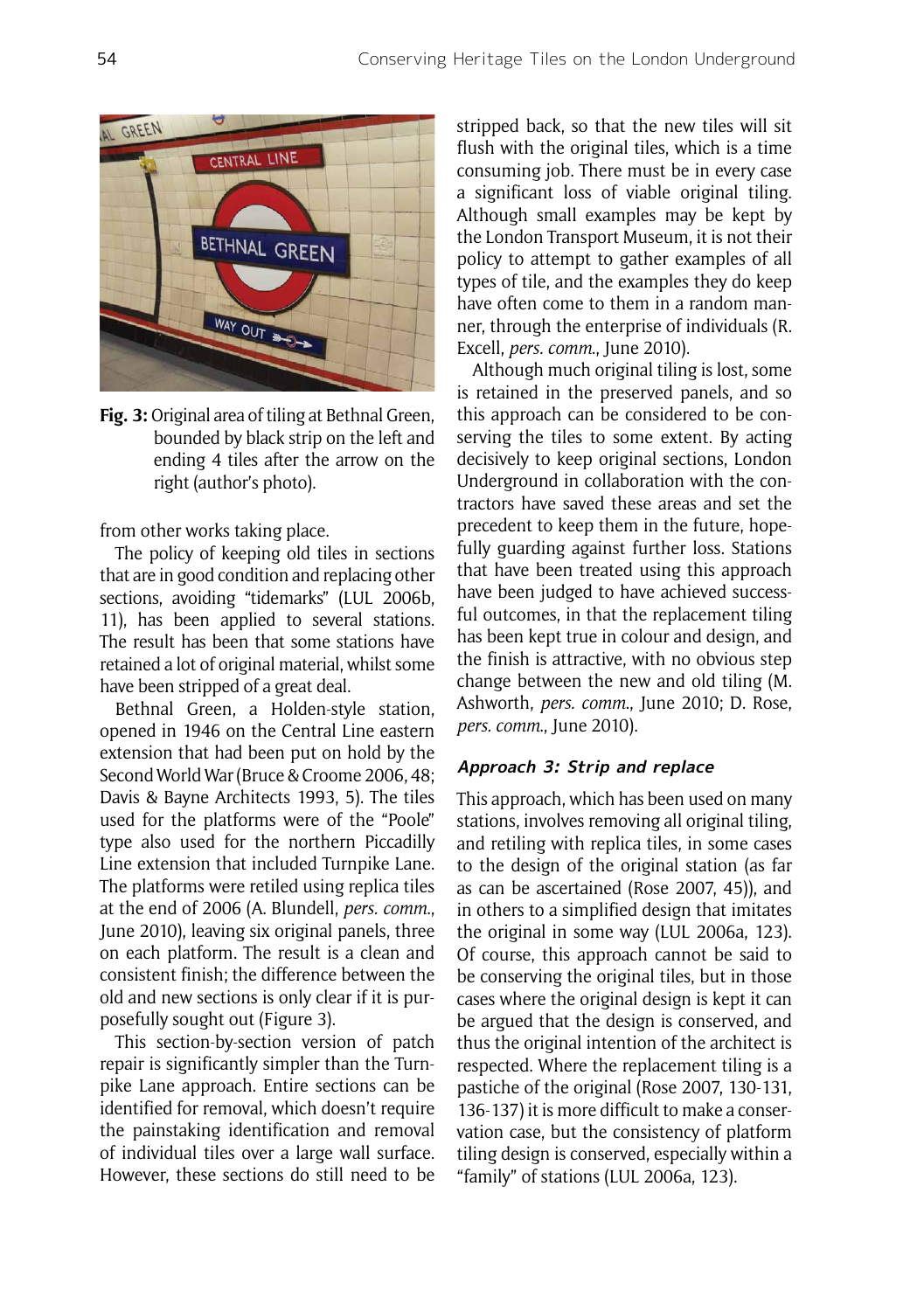Fig. 3: Original area of tiling at Bethnal Green, bounded by black strip on the left and ending 4 tiles after the arrow on the right (author's photo).

from other works taking place.

The policy of keeping old tiles in sections that are in good condition and replacing other sections, avoiding "tidemarks" (LUL 2006b, 11), has been applied to several stations. The result has been that some stations have retained a lot of original material, whilst some have been stripped of a great deal.

Bethnal Green, a Holden-style station, opened in 1946 on the Central Line eastern extension that had been put on hold by the Second World War (Bruce & Croome 2006, 48; Davis & Bayne Architects 1993, 5). The tiles used for the platforms were of the "Poole" type also used for the northern Piccadilly Line extension that included Turnpike Lane. The platforms were retiled using replica tiles at the end of 2006 (A. Blundell, *pers. comm.*, June 2010), leaving six original panels, three on each platform. The result is a clean and consistent finish; the difference between the old and new sections is only clear if it is purposefully sought out (Figure 3).

This section-by-section version of patch repair is significantly simpler than the Turnpike Lane approach. Entire sections can be identified for removal, which doesn't require the painstaking identification and removal of individual tiles over a large wall surface. However, these sections do still need to be stripped back, so that the new tiles will sit flush with the original tiles, which is a time consuming job. There must be in every case a significant loss of viable original tiling. Although small examples may be kept by the London Transport Museum, it is not their policy to attempt to gather examples of all types of tile, and the examples they do keep have often come to them in a random manner, through the enterprise of individuals (R. Excell, *pers. comm.*, June 2010).

Although much original tiling is lost, some is retained in the preserved panels, and so this approach can be considered to be conserving the tiles to some extent. By acting decisively to keep original sections, London Underground in collaboration with the contractors have saved these areas and set the precedent to keep them in the future, hopefully guarding against further loss. Stations that have been treated using this approach have been judged to have achieved successful outcomes, in that the replacement tiling has been kept true in colour and design, and the finish is attractive, with no obvious step change between the new and old tiling (M. Ashworth, *pers. comm.*, June 2010; D. Rose, *pers. comm.*, June 2010).

### *Approach 3: Strip and replace*

This approach, which has been used on many stations, involves removing all original tiling, and retiling with replica tiles, in some cases to the design of the original station (as far as can be ascertained (Rose 2007, 45)), and in others to a simplified design that imitates the original in some way (LUL 2006a, 123). Of course, this approach cannot be said to be conserving the original tiles, but in those cases where the original design is kept it can be argued that the design is conserved, and thus the original intention of the architect is respected. Where the replacement tiling is a pastiche of the original (Rose 2007, 130-131, 136-137) it is more difficult to make a conservation case, but the consistency of platform tiling design is conserved, especially within a "family" of stations (LUL 2006a, 123).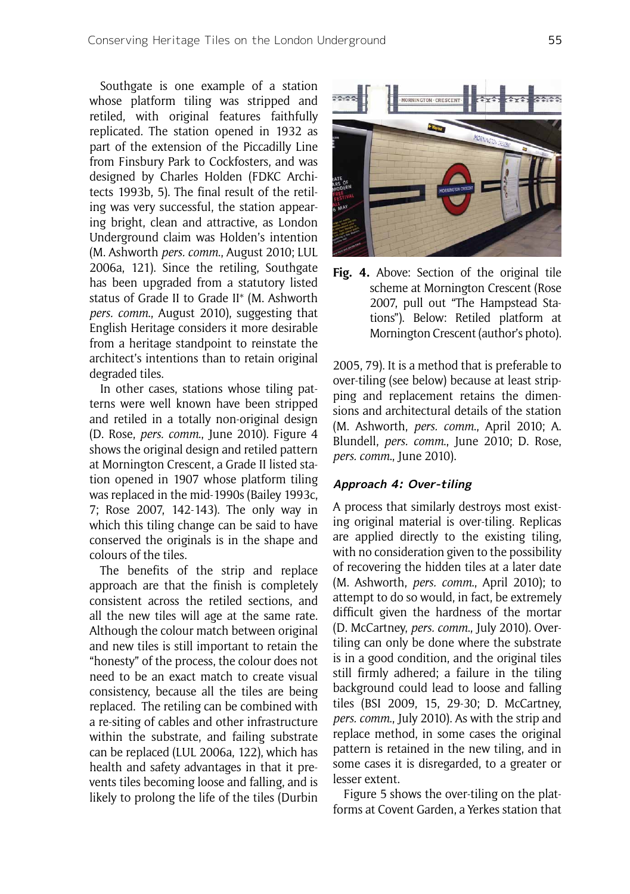Southgate is one example of a station whose platform tiling was stripped and retiled, with original features faithfully replicated. The station opened in 1932 as part of the extension of the Piccadilly Line from Finsbury Park to Cockfosters, and was designed by Charles Holden (FDKC Architects 1993b, 5). The final result of the retiling was very successful, the station appearing bright, clean and attractive, as London Underground claim was Holden's intention (M. Ashworth *pers. comm.*, August 2010; LUL 2006a, 121). Since the retiling, Southgate has been upgraded from a statutory listed status of Grade II to Grade II* (M. Ashworth *pers. comm.*, August 2010), suggesting that English Heritage considers it more desirable from a heritage standpoint to reinstate the architect's intentions than to retain original degraded tiles.

In other cases, stations whose tiling patterns were well known have been stripped and retiled in a totally non-original design (D. Rose, *pers. comm.*, June 2010). Figure 4 shows the original design and retiled pattern at Mornington Crescent, a Grade II listed station opened in 1907 whose platform tiling was replaced in the mid-1990s (Bailey 1993c, 7; Rose 2007, 142-143). The only way in which this tiling change can be said to have conserved the originals is in the shape and colours of the tiles.

The benefits of the strip and replace approach are that the finish is completely consistent across the retiled sections, and all the new tiles will age at the same rate. Although the colour match between original and new tiles is still important to retain the "honesty" of the process, the colour does not need to be an exact match to create visual consistency, because all the tiles are being replaced. The retiling can be combined with a re-siting of cables and other infrastructure within the substrate, and failing substrate can be replaced (LUL 2006a, 122), which has health and safety advantages in that it prevents tiles becoming loose and falling, and is likely to prolong the life of the tiles (Durbin 2005, 79). It is a method that is preferable to over-tiling (see below) because at least stripping and replacement retains the dimensions and architectural details of the station (M. Ashworth, *pers. comm.*, April 2010; A. Blundell, *pers. comm.*, June 2010; D. Rose, *pers. comm.*, June 2010).

**Fig. 4.** Above: Section of the original tile scheme at Mornington Crescent (Rose 2007, pull out "The Hampstead Stations"). Below: Retiled platform at Mornington Crescent (author's photo).

### *Approach 4: Over-tiling*

A process that similarly destroys most existing original material is over-tiling. Replicas are applied directly to the existing tiling, with no consideration given to the possibility of recovering the hidden tiles at a later date (M. Ashworth, *pers. comm.*, April 2010); to attempt to do so would, in fact, be extremely difficult given the hardness of the mortar (D. McCartney, *pers. comm.*, July 2010). Over-tiling can only be done where the substrate is in a good condition, and the original tiles still firmly adhered; a failure in the tiling background could lead to loose and falling tiles (BSI 2009, 15, 29-30; D. McCartney, *pers. comm.*, July 2010). As with the strip and replace method, in some cases the original pattern is retained in the new tiling, and in some cases it is disregarded, to a greater or lesser extent.

Figure 5 shows the over-tiling on the platforms at Covent Garden, a Yerkes station that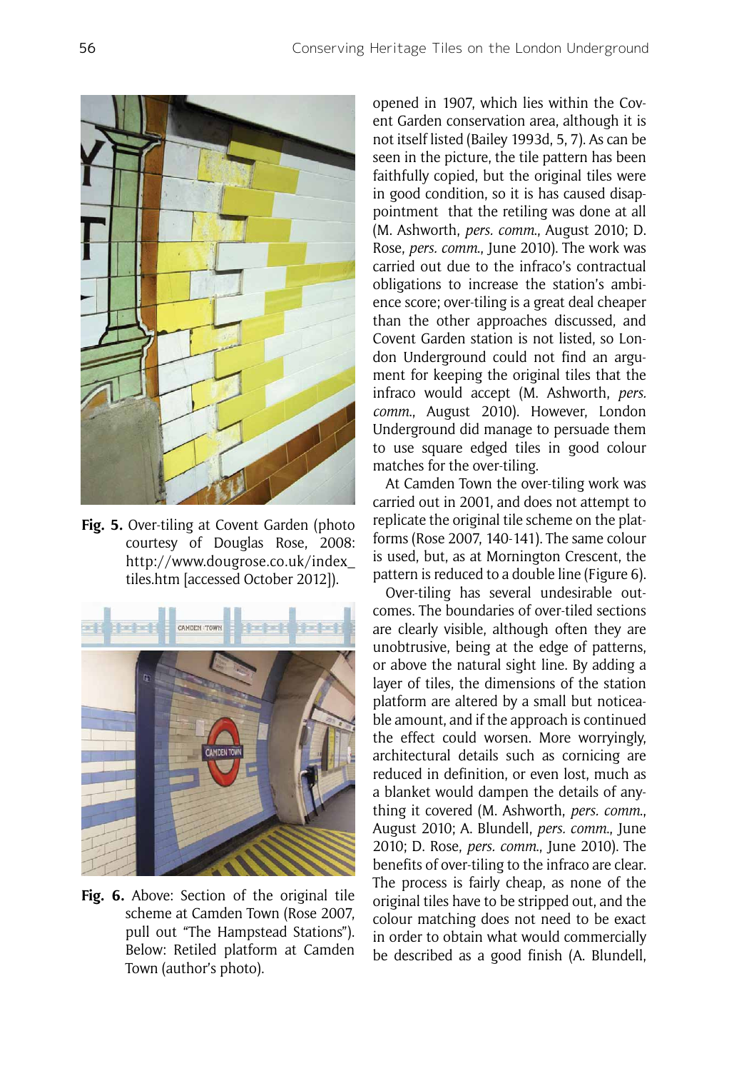**Fig. 5.** Over-tiling at Covent Garden (photo courtesy of Douglas Rose, 2008: http://www.dougrose.co.uk/index_tiles.htm [accessed October 2012]).

**Fig. 6.** Above: Section of the original tile scheme at Camden Town (Rose 2007, pull out "The Hampstead Stations"). Below: Retiled platform at Camden Town (author's photo).

opened in 1907, which lies within the Covent Garden conservation area, although it is not itself listed (Bailey 1993d, 5, 7). As can be seen in the picture, the tile pattern has been faithfully copied, but the original tiles were in good condition, so it is has caused disappointment that the retiling was done at all (M. Ashworth, *pers. comm.*, August 2010; D. Rose, *pers. comm.*, June 2010). The work was carried out due to the infraco's contractual obligations to increase the station's ambience score; over-tiling is a great deal cheaper than the other approaches discussed, and Covent Garden station is not listed, so London Underground could not find an argument for keeping the original tiles that the infraco would accept (M. Ashworth, *pers. comm.*, August 2010). However, London Underground did manage to persuade them to use square edged tiles in good colour matches for the over-tiling.

At Camden Town the over-tiling work was carried out in 2001, and does not attempt to replicate the original tile scheme on the platforms (Rose 2007, 140-141). The same colour is used, but, as at Mornington Crescent, the pattern is reduced to a double line (Figure 6).

Over-tiling has several undesirable outcomes. The boundaries of over-tiled sections are clearly visible, although often they are unobtrusive, being at the edge of patterns, or above the natural sight line. By adding a layer of tiles, the dimensions of the station platform are altered by a small but noticeable amount, and if the approach is continued the effect could worsen. More worryingly, architectural details such as cornicing are reduced in definition, or even lost, much as a blanket would dampen the details of anything it covered (M. Ashworth, *pers. comm.*, August 2010; A. Blundell, *pers. comm.*, June 2010; D. Rose, *pers. comm.*, June 2010). The benefits of over-tiling to the infraco are clear. The process is fairly cheap, as none of the original tiles have to be stripped out, and the colour matching does not need to be exact in order to obtain what would commercially be described as a good finish (A. Blundell,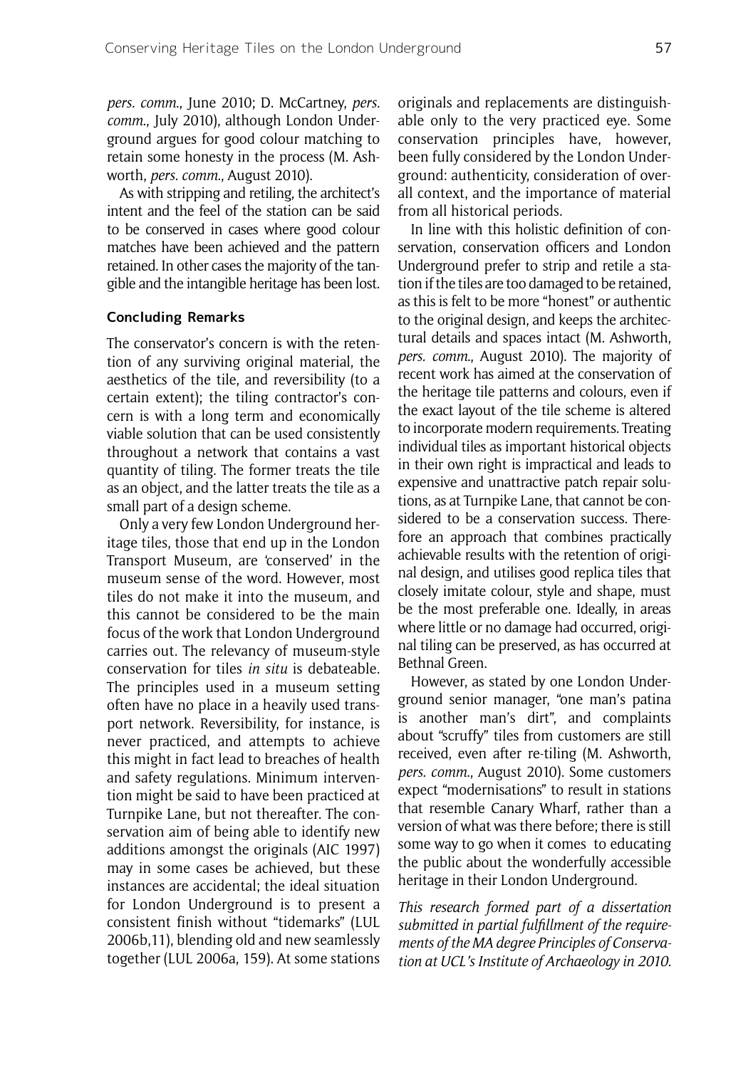*pers. comm.*, June 2010; D. McCartney, *pers. comm.*, July 2010), although London Underground argues for good colour matching to retain some honesty in the process (M. Ashworth, *pers. comm.*, August 2010).

As with stripping and retiling, the architect's intent and the feel of the station can be said to be conserved in cases where good colour matches have been achieved and the pattern retained. In other cases the majority of the tangible and the intangible heritage has been lost.

### Concluding Remarks

The conservator's concern is with the retention of any surviving original material, the aesthetics of the tile, and reversibility (to a certain extent); the tiling contractor's concern is with a long term and economically viable solution that can be used consistently throughout a network that contains a vast quantity of tiling. The former treats the tile as an object, and the latter treats the tile as a small part of a design scheme.

Only a very few London Underground heritage tiles, those that end up in the London Transport Museum, are 'conserved' in the museum sense of the word. However, most tiles do not make it into the museum, and this cannot be considered to be the main focus of the work that London Underground carries out. The relevancy of museum-style conservation for tiles *in situ* is debateable. The principles used in a museum setting often have no place in a heavily used transport network. Reversibility, for instance, is never practiced, and attempts to achieve this might in fact lead to breaches of health and safety regulations. Minimum intervention might be said to have been practiced at Turnpike Lane, but not thereafter. The conservation aim of being able to identify new additions amongst the originals (AIC 1997) may in some cases be achieved, but these instances are accidental; the ideal situation for London Underground is to present a consistent finish without "tidemarks" (LUL 2006b,11), blending old and new seamlessly together (LUL 2006a, 159). At some stations originals and replacements are distinguishable only to the very practiced eye. Some conservation principles have, however, been fully considered by the London Underground: authenticity, consideration of overall context, and the importance of material from all historical periods.

In line with this holistic definition of conservation, conservation officers and London Underground prefer to strip and retile a station if the tiles are too damaged to be retained, as this is felt to be more "honest" or authentic to the original design, and keeps the architectural details and spaces intact (M. Ashworth, *pers. comm.*, August 2010). The majority of recent work has aimed at the conservation of the heritage tile patterns and colours, even if the exact layout of the tile scheme is altered to incorporate modern requirements. Treating individual tiles as important historical objects in their own right is impractical and leads to expensive and unattractive patch repair solutions, as at Turnpike Lane, that cannot be considered to be a conservation success. Therefore an approach that combines practically achievable results with the retention of original design, and utilises good replica tiles that closely imitate colour, style and shape, must be the most preferable one. Ideally, in areas where little or no damage had occurred, original tiling can be preserved, as has occurred at Bethnal Green.

However, as stated by one London Underground senior manager, "one man's patina is another man's dirt", and complaints about "scruffy" tiles from customers are still received, even after re-tiling (M. Ashworth, *pers. comm.*, August 2010). Some customers expect "modernisations" to result in stations that resemble Canary Wharf, rather than a version of what was there before; there is still some way to go when it comes to educating the public about the wonderfully accessible heritage in their London Underground.

*This research formed part of a dissertation submitted in partial fulfillment of the requirements of the MA degree Principles of Conservation at UCL's Institute of Archaeology in 2010.*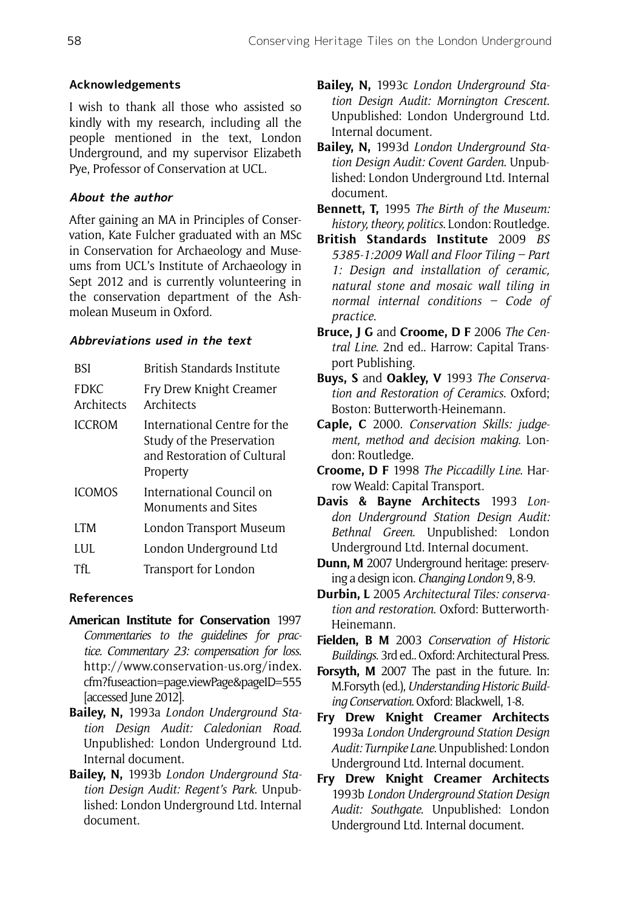### Acknowledgements

I wish to thank all those who assisted so kindly with my research, including all the people mentioned in the text, London Underground, and my supervisor Elizabeth Pye, Professor of Conservation at UCL.

### *About the author*

After gaining an MA in Principles of Conservation, Kate Fulcher graduated with an MSc in Conservation for Archaeology and Museums from UCL's Institute of Archaeology in Sept 2012 and is currently volunteering in the conservation department of the Ashmolean Museum in Oxford.

### *Abbreviations used in the text*

| | |
|---|---|
| BSI | British Standards Institute |
| FDKC Architects | Fry Drew Knight Creamer Architects |
| ICCROM | International Centre for the Study of the Preservation and Restoration of Cultural Property |
| ICOMOS | International Council on Monuments and Sites |
| LTM | London Transport Museum |
| LUL | London Underground Ltd |
| TfL | Transport for London |

### References

**American Institute for Conservation** 1997 *Commentaries to the guidelines for practice. Commentary 23: compensation for loss*. http://www.conservation-us.org/index.cfm?fuseaction=page.viewPage&pageID=555 [accessed June 2012].

**Bailey, N,** 1993a *London Underground Station Design Audit: Caledonian Road*. Unpublished: London Underground Ltd. Internal document.

**Bailey, N,** 1993b *London Underground Station Design Audit: Regent's Park*. Unpublished: London Underground Ltd. Internal document.

**Bailey, N,** 1993c *London Underground Station Design Audit: Mornington Crescent*. Unpublished: London Underground Ltd. Internal document.

**Bailey, N,** 1993d *London Underground Station Design Audit: Covent Garden*. Unpublished: London Underground Ltd. Internal document.

**Bennett, T,** 1995 *The Birth of the Museum: history, theory, politics*. London: Routledge.

**British Standards Institute** 2009 *BS 5385-1:2009 Wall and Floor Tiling – Part 1: Design and installation of ceramic, natural stone and mosaic wall tiling in normal internal conditions – Code of practice*.

**Bruce, J G** and **Croome, D F** 2006 *The Central Line*. 2nd ed.. Harrow: Capital Transport Publishing.

**Buys, S** and **Oakley, V** 1993 *The Conservation and Restoration of Ceramics*. Oxford; Boston: Butterworth-Heinemann.

**Caple, C** 2000. *Conservation Skills: judgement, method and decision making*. London: Routledge.

**Croome, D F** 1998 *The Piccadilly Line*. Harrow Weald: Capital Transport.

**Davis & Bayne Architects** 1993 *London Underground Station Design Audit: Bethnal Green*. Unpublished: London Underground Ltd. Internal document.

**Dunn, M** 2007 Underground heritage: preserving a design icon. *Changing London* 9, 8-9.

**Durbin, L** 2005 *Architectural Tiles: conservation and restoration*. Oxford: Butterworth-Heinemann.

**Fielden, B M** 2003 *Conservation of Historic Buildings*. 3rd ed.. Oxford: Architectural Press.

**Forsyth, M** 2007 The past in the future. In: M.Forsyth (ed.), *Understanding Historic Building Conservation*. Oxford: Blackwell, 1-8.

**Fry Drew Knight Creamer Architects** 1993a *London Underground Station Design Audit: Turnpike Lane*. Unpublished: London Underground Ltd. Internal document.

**Fry Drew Knight Creamer Architects** 1993b *London Underground Station Design Audit: Southgate*. Unpublished: London Underground Ltd. Internal document.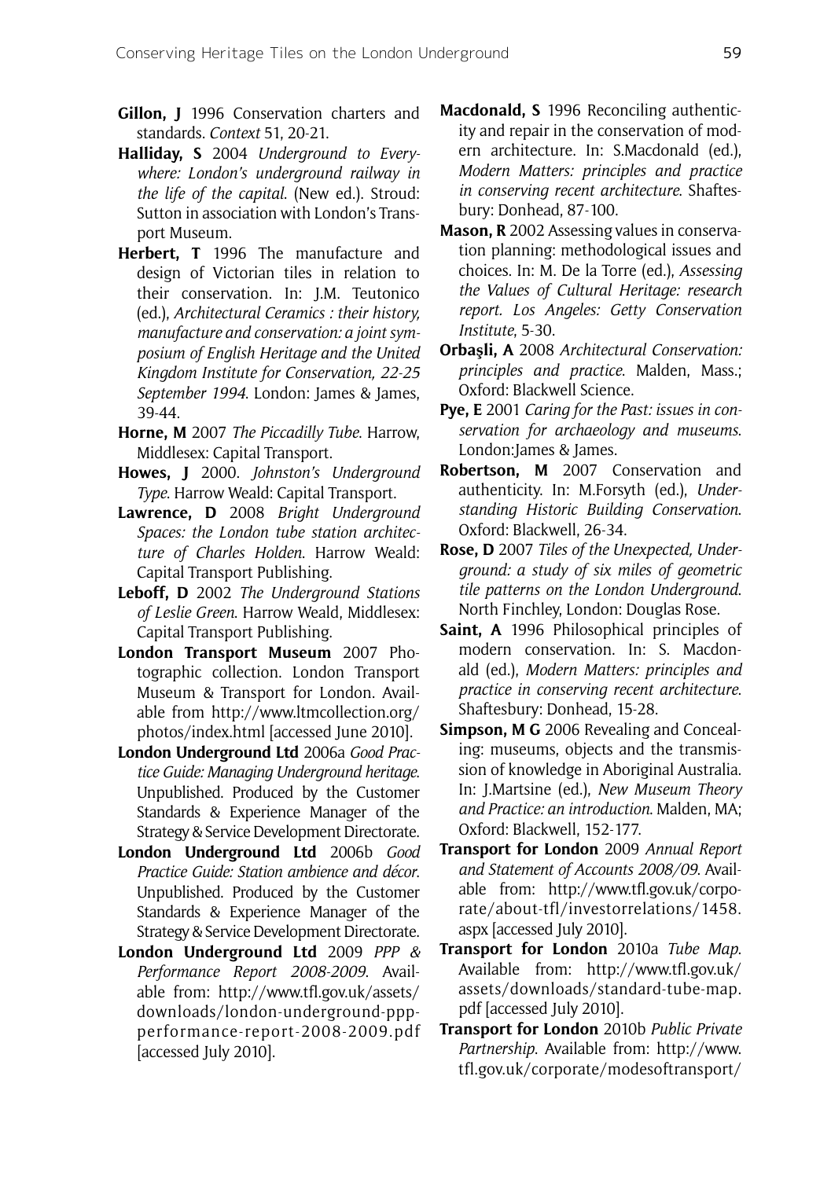**Gillon, J** 1996 Conservation charters and standards. *Context* 51, 20-21.

**Halliday, S** 2004 *Underground to Everywhere: London's underground railway in the life of the capital*. (New ed.). Stroud: Sutton in association with London's Transport Museum.

**Herbert, T** 1996 The manufacture and design of Victorian tiles in relation to their conservation. In: J.M. Teutonico (ed.), *Architectural Ceramics : their history, manufacture and conservation: a joint symposium of English Heritage and the United Kingdom Institute for Conservation, 22-25 September 1994*. London: James & James, 39-44.

**Horne, M** 2007 *The Piccadilly Tube*. Harrow, Middlesex: Capital Transport.

**Howes, J** 2000. *Johnston's Underground Type*. Harrow Weald: Capital Transport.

**Lawrence, D** 2008 *Bright Underground Spaces: the London tube station architecture of Charles Holden*. Harrow Weald: Capital Transport Publishing.

**Leboff, D** 2002 *The Underground Stations of Leslie Green*. Harrow Weald, Middlesex: Capital Transport Publishing.

**London Transport Museum** 2007 Photographic collection. London Transport Museum & Transport for London. Available from http://www.ltmcollection.org/photos/index.html [accessed June 2010].

**London Underground Ltd** 2006a *Good Practice Guide: Managing Underground heritage*. Unpublished. Produced by the Customer Standards & Experience Manager of the Strategy & Service Development Directorate.

**London Underground Ltd** 2006b *Good Practice Guide: Station ambience and décor*. Unpublished. Produced by the Customer Standards & Experience Manager of the Strategy & Service Development Directorate.

**London Underground Ltd** 2009 *PPP & Performance Report 2008-2009*. Available from: http://www.tfl.gov.uk/assets/downloads/london-underground-ppp-performance-report-2008-2009.pdf [accessed July 2010].

**Macdonald, S** 1996 Reconciling authenticity and repair in the conservation of modern architecture. In: S.Macdonald (ed.), *Modern Matters: principles and practice in conserving recent architecture*. Shaftesbury: Donhead, 87-100.

**Mason, R** 2002 Assessing values in conservation planning: methodological issues and choices. In: M. De la Torre (ed.), *Assessing the Values of Cultural Heritage: research report. Los Angeles: Getty Conservation Institute*, 5-30.

**Orbaşli, A** 2008 *Architectural Conservation: principles and practice*. Malden, Mass.; Oxford: Blackwell Science.

**Pye, E** 2001 *Caring for the Past: issues in conservation for archaeology and museums*. London:James & James.

**Robertson, M** 2007 Conservation and authenticity. In: M.Forsyth (ed.), *Understanding Historic Building Conservation*. Oxford: Blackwell, 26-34.

**Rose, D** 2007 *Tiles of the Unexpected, Underground: a study of six miles of geometric tile patterns on the London Underground*. North Finchley, London: Douglas Rose.

**Saint, A** 1996 Philosophical principles of modern conservation. In: S. Macdonald (ed.), *Modern Matters: principles and practice in conserving recent architecture*. Shaftesbury: Donhead, 15-28.

**Simpson, M G** 2006 Revealing and Concealing: museums, objects and the transmission of knowledge in Aboriginal Australia. In: J.Martsine (ed.), *New Museum Theory and Practice: an introduction*. Malden, MA; Oxford: Blackwell, 152-177.

**Transport for London** 2009 *Annual Report and Statement of Accounts 2008/09*. Available from: http://www.tfl.gov.uk/corporate/about-tfl/investorrelations/1458.aspx [accessed July 2010].

**Transport for London** 2010a *Tube Map*. Available from: http://www.tfl.gov.uk/assets/downloads/standard-tube-map.pdf [accessed July 2010].

**Transport for London** 2010b *Public Private Partnership*. Available from: http://www.tfl.gov.uk/corporate/modesoftransport/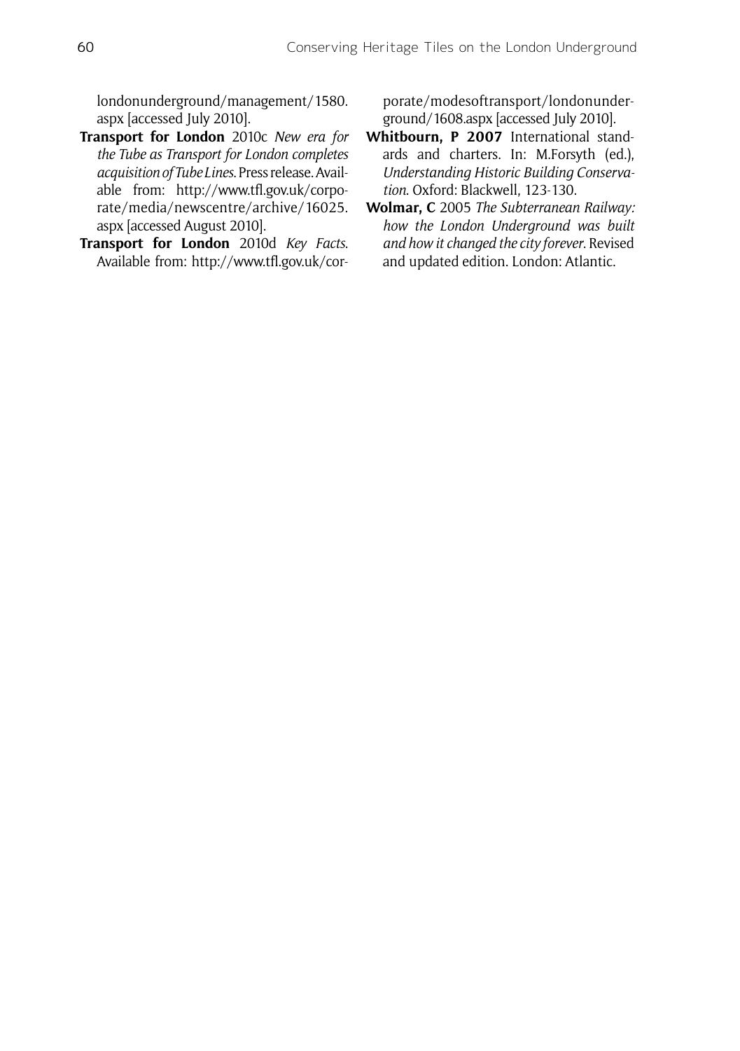londonunderground/management/1580.aspx [accessed July 2010].

**Transport for London** 2010c *New era for the Tube as Transport for London completes acquisition of Tube Lines*. Press release. Available from: http://www.tfl.gov.uk/corporate/media/newscentre/archive/16025.aspx [accessed August 2010].

**Transport for London** 2010d *Key Facts*. Available from: http://www.tfl.gov.uk/corporate/modesoftransport/londonunderground/1608.aspx [accessed July 2010].

**Whitbourn, P 2007** International standards and charters. In: M.Forsyth (ed.), *Understanding Historic Building Conservation*. Oxford: Blackwell, 123-130.

**Wolmar, C** 2005 *The Subterranean Railway: how the London Underground was built and how it changed the city forever*. Revised and updated edition. London: Atlantic.